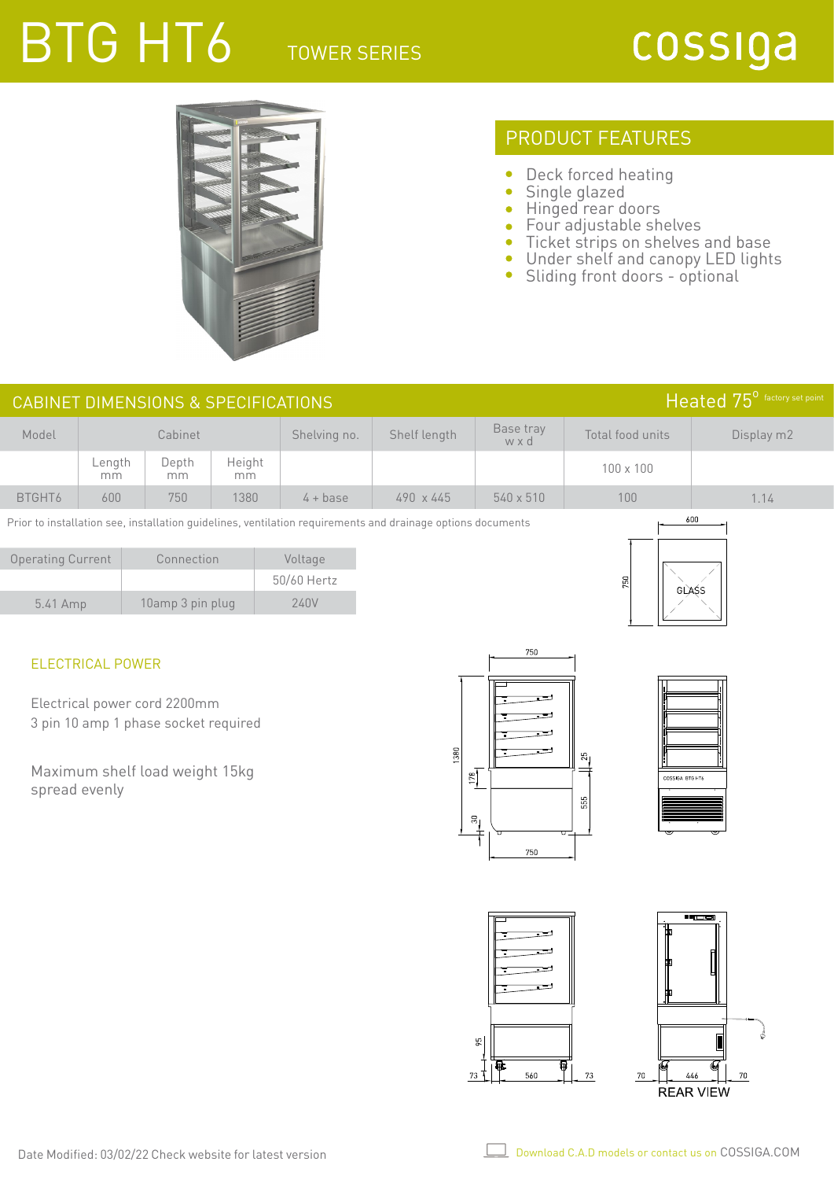# BTG HT6

TOWER SERIES

cossiga

## PRODUCT FEATURES

- Deck forced heating
- Single glazed
- Hinged rear doors
- Four adjustable shelves
- Ticket strips on shelves and base
- Under shelf and canopy LED lights
- Sliding front doors - optional

## CABINET DIMENSIONS & SPECIFICATIONS

Heated 75° factory set point

| Model | Cabinet | | | Shelving no. | Shelf length | Base tray w x d | Total food units | Display m2 |
|---|---|---|---|---|---|---|---|---|
| | Length mm | Depth mm | Height mm | | | | 100 x 100 | |
| BTGHT6 | 600 | 750 | 1380 | 4 + base | 490 x 445 | 540 x 510 | 100 | 1.14 |

Prior to installation see, installation guidelines, ventilation requirements and drainage options documents

| Operating Current | Connection | Voltage |
|---|---|---|
| | | 50/60 Hertz |
| 5.41 Amp | 10amp 3 pin plug | 240V |

### ELECTRICAL POWER

Electrical power cord 2200mm
3 pin 10 amp 1 phase socket required

Maximum shelf load weight 15kg
spread evenly

REAR VIEW

Date Modified: 03/02/22 Check website for latest version

Download C.A.D models or contact us on COSSIGA.COM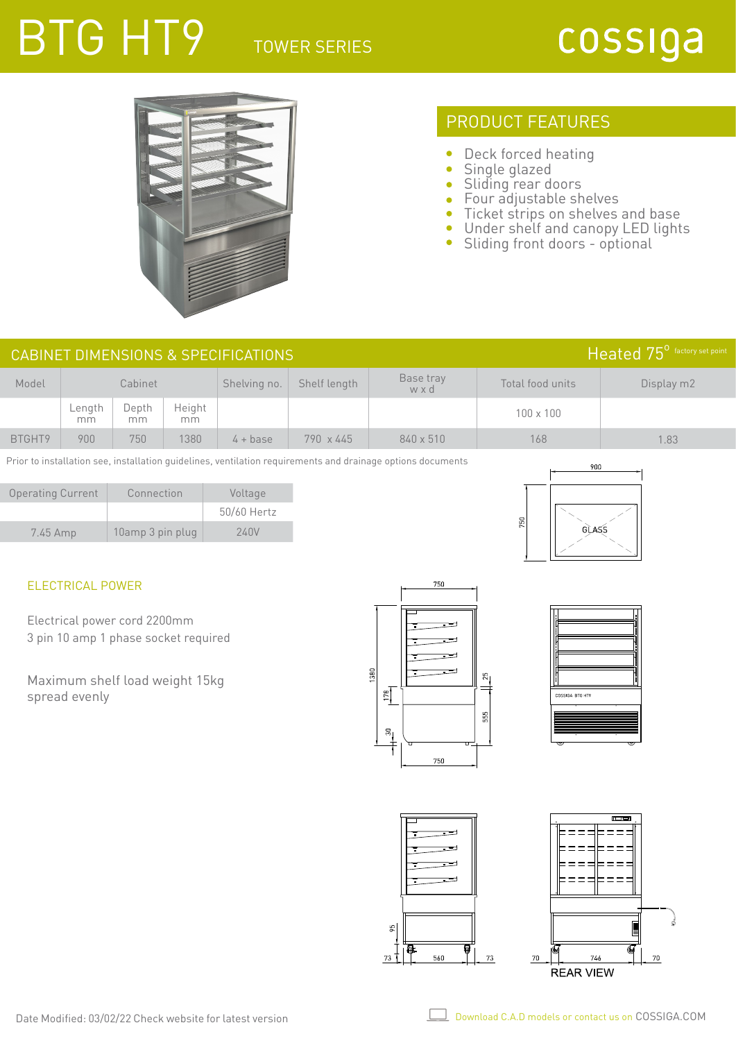# BTG HT9

TOWER SERIES

cossiga

## PRODUCT FEATURES

- Deck forced heating
- Single glazed
- Sliding rear doors
- Four adjustable shelves
- Ticket strips on shelves and base
- Under shelf and canopy LED lights
- Sliding front doors - optional

## CABINET DIMENSIONS & SPECIFICATIONS

Heated 75° factory set point

| Model | Cabinet | | | Shelving no. | Shelf length | Base tray w x d | Total food units | Display m2 |
|---|---|---|---|---|---|---|---|---|
| | Length mm | Depth mm | Height mm | | | | 100 x 100 | |
| BTGHT9 | 900 | 750 | 1380 | 4 + base | 790 x 445 | 840 x 510 | 168 | 1.83 |

Prior to installation see, installation guidelines, ventilation requirements and drainage options documents

| Operating Current | Connection | Voltage |
|---|---|---|
| | | 50/60 Hertz |
| 7.45 Amp | 10amp 3 pin plug | 240V |

### ELECTRICAL POWER

Electrical power cord 2200mm
3 pin 10 amp 1 phase socket required

Maximum shelf load weight 15kg spread evenly

REAR VIEW

Date Modified: 03/02/22 Check website for latest version

Download C.A.D models or contact us on COSSIGA.COM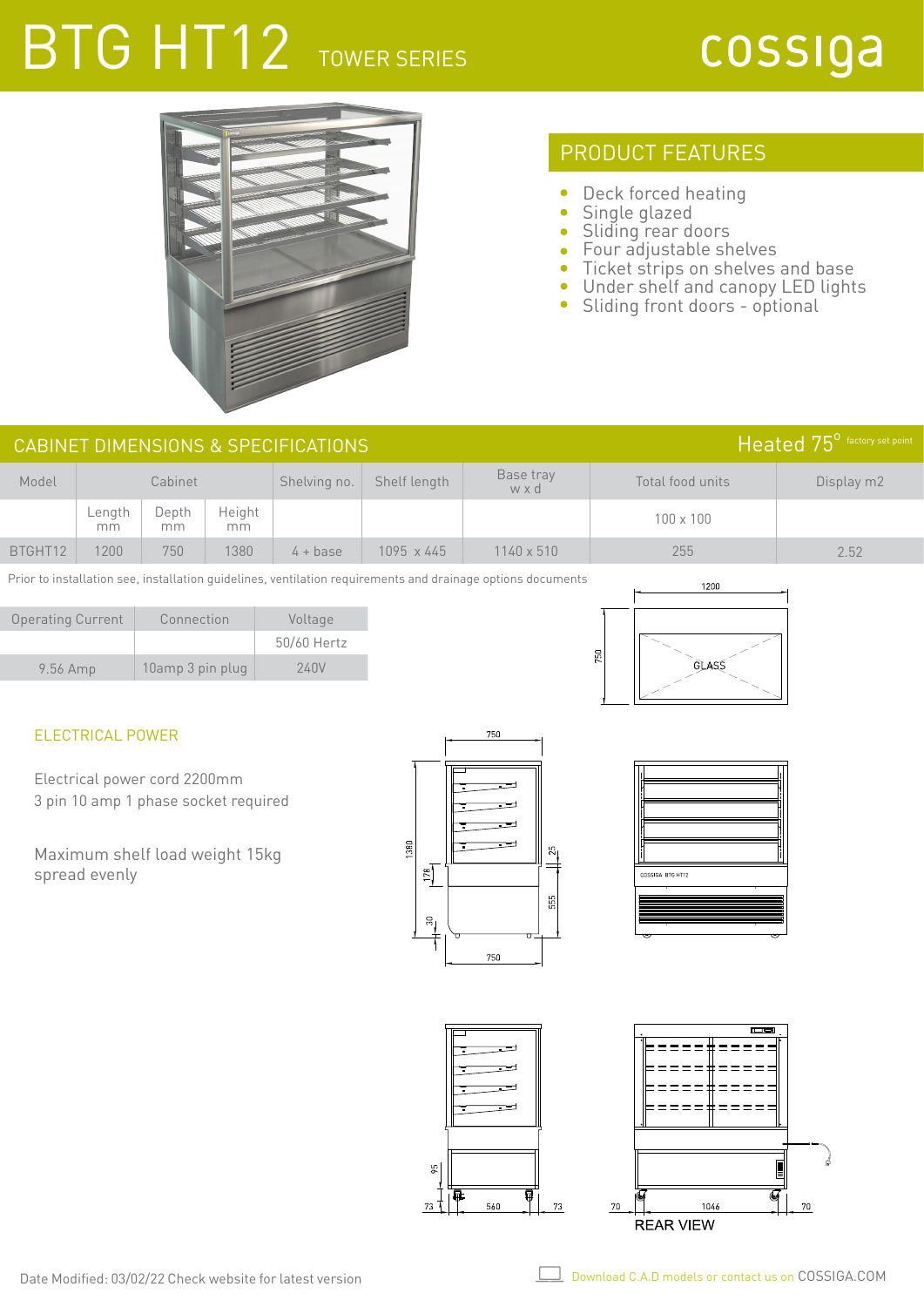# BTG HT12 TOWER SERIES

cossiga

## PRODUCT FEATURES

- Deck forced heating
- Single glazed
- Sliding rear doors
- Four adjustable shelves
- Ticket strips on shelves and base
- Under shelf and canopy LED lights
- Sliding front doors - optional

## CABINET DIMENSIONS & SPECIFICATIONS

Heated 75° factory set point

| Model | Cabinet | | | Shelving no. | Shelf length | Base tray w x d | Total food units | Display m2 |
|---|---|---|---|---|---|---|---|---|
| | Length mm | Depth mm | Height mm | | | | 100 x 100 | |
| BTGHT12 | 1200 | 750 | 1380 | 4 + base | 1095 x 445 | 1140 x 510 | 255 | 2.52 |

Prior to installation see, installation guidelines, ventilation requirements and drainage options documents

| Operating Current | Connection | Voltage |
|---|---|---|
| | | 50/60 Hertz |
| 9.56 Amp | 10amp 3 pin plug | 240V |

### ELECTRICAL POWER

Electrical power cord 2200mm
3 pin 10 amp 1 phase socket required

Maximum shelf load weight 15kg spread evenly

1200
750
GLASS
750
1380
178
30
25
555
750
COSSIGA BTG HT12
95
73 560 73
70 1046 70
REAR VIEW

Date Modified: 03/02/22 Check website for latest version

Download C.A.D models or contact us on COSSIGA.COM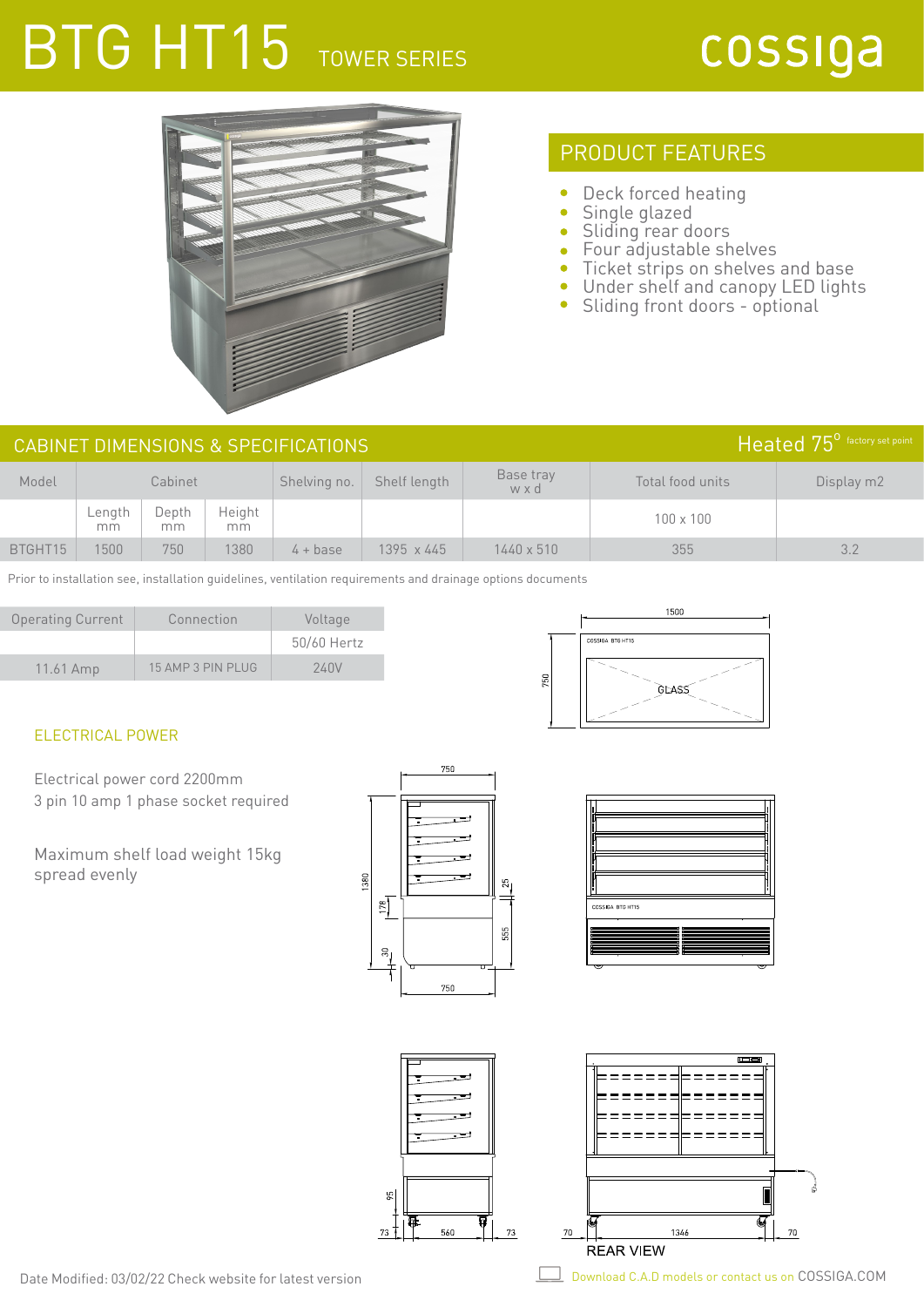# BTG HT15 TOWER SERIES

cossiga

## PRODUCT FEATURES

- Deck forced heating
- Single glazed
- Sliding rear doors
- Four adjustable shelves
- Ticket strips on shelves and base
- Under shelf and canopy LED lights
- Sliding front doors - optional

## CABINET DIMENSIONS & SPECIFICATIONS

Heated 75° factory set point

| Model | Cabinet | | | Shelving no. | Shelf length | Base tray w x d | Total food units | Display m2 |
|---|---|---|---|---|---|---|---|---|
| | Length mm | Depth mm | Height mm | | | | 100 x 100 | |
| BTGHT15 | 1500 | 750 | 1380 | 4 + base | 1395 x 445 | 1440 x 510 | 355 | 3.2 |

Prior to installation see, installation guidelines, ventilation requirements and drainage options documents

| Operating Current | Connection | Voltage |
|---|---|---|
| | | 50/60 Hertz |
| 11.61 Amp | 15 AMP 3 PIN PLUG | 240V |

### ELECTRICAL POWER

Electrical power cord 2200mm
3 pin 10 amp 1 phase socket required

Maximum shelf load weight 15kg spread evenly

1500
750
COSSIGA BTG HT15
GLASS

750
1380
178
30
25
555
750

COSSIGA BTG HT15

95
73
560
73

70
1346
70
REAR VIEW

Date Modified: 03/02/22 Check website for latest version

Download C.A.D models or contact us on COSSIGA.COM